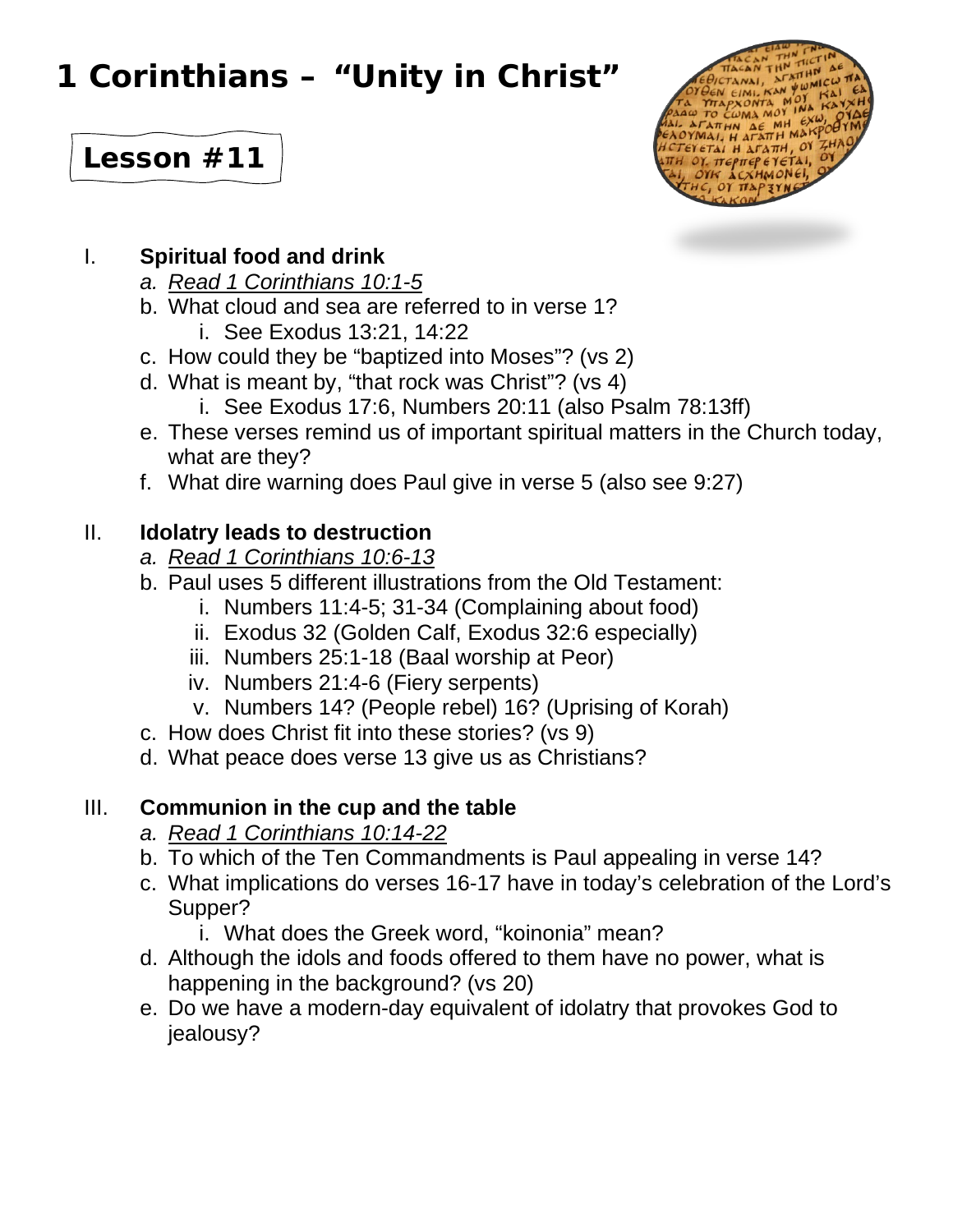# 1 Corinthians – "Unity in Christ"

## Lesson #11

I. **Spiritual food and drink**
   a. *Read 1 Corinthians 10:1-5*
   b. What cloud and sea are referred to in verse 1?
      i. See Exodus 13:21, 14:22
   c. How could they be "baptized into Moses"? (vs 2)
   d. What is meant by, "that rock was Christ"? (vs 4)
      i. See Exodus 17:6, Numbers 20:11 (also Psalm 78:13ff)
   e. These verses remind us of important spiritual matters in the Church today, what are they?
   f. What dire warning does Paul give in verse 5 (also see 9:27)

II. **Idolatry leads to destruction**
   a. *Read 1 Corinthians 10:6-13*
   b. Paul uses 5 different illustrations from the Old Testament:
      i. Numbers 11:4-5; 31-34 (Complaining about food)
      ii. Exodus 32 (Golden Calf, Exodus 32:6 especially)
      iii. Numbers 25:1-18 (Baal worship at Peor)
      iv. Numbers 21:4-6 (Fiery serpents)
      v. Numbers 14? (People rebel) 16? (Uprising of Korah)
   c. How does Christ fit into these stories? (vs 9)
   d. What peace does verse 13 give us as Christians?

III. **Communion in the cup and the table**
   a. *Read 1 Corinthians 10:14-22*
   b. To which of the Ten Commandments is Paul appealing in verse 14?
   c. What implications do verses 16-17 have in today's celebration of the Lord's Supper?
      i. What does the Greek word, "koinonia" mean?
   d. Although the idols and foods offered to them have no power, what is happening in the background? (vs 20)
   e. Do we have a modern-day equivalent of idolatry that provokes God to jealousy?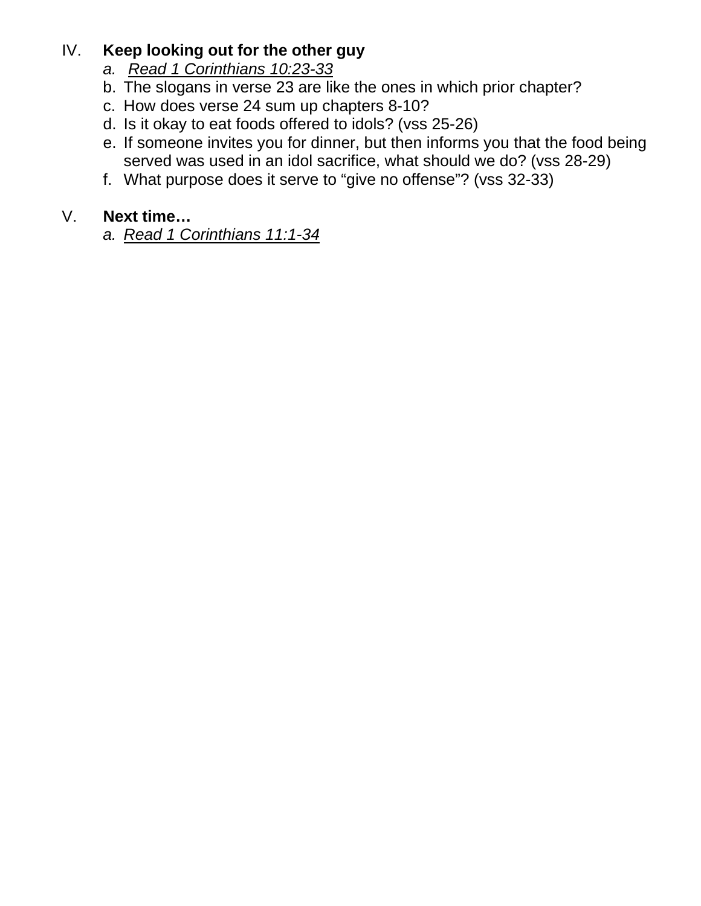IV. **Keep looking out for the other guy**

a. *Read 1 Corinthians 10:23-33*

b. The slogans in verse 23 are like the ones in which prior chapter?

c. How does verse 24 sum up chapters 8-10?

d. Is it okay to eat foods offered to idols? (vss 25-26)

e. If someone invites you for dinner, but then informs you that the food being served was used in an idol sacrifice, what should we do? (vss 28-29)

f. What purpose does it serve to “give no offense”? (vss 32-33)

V. **Next time…**

a. *Read 1 Corinthians 11:1-34*